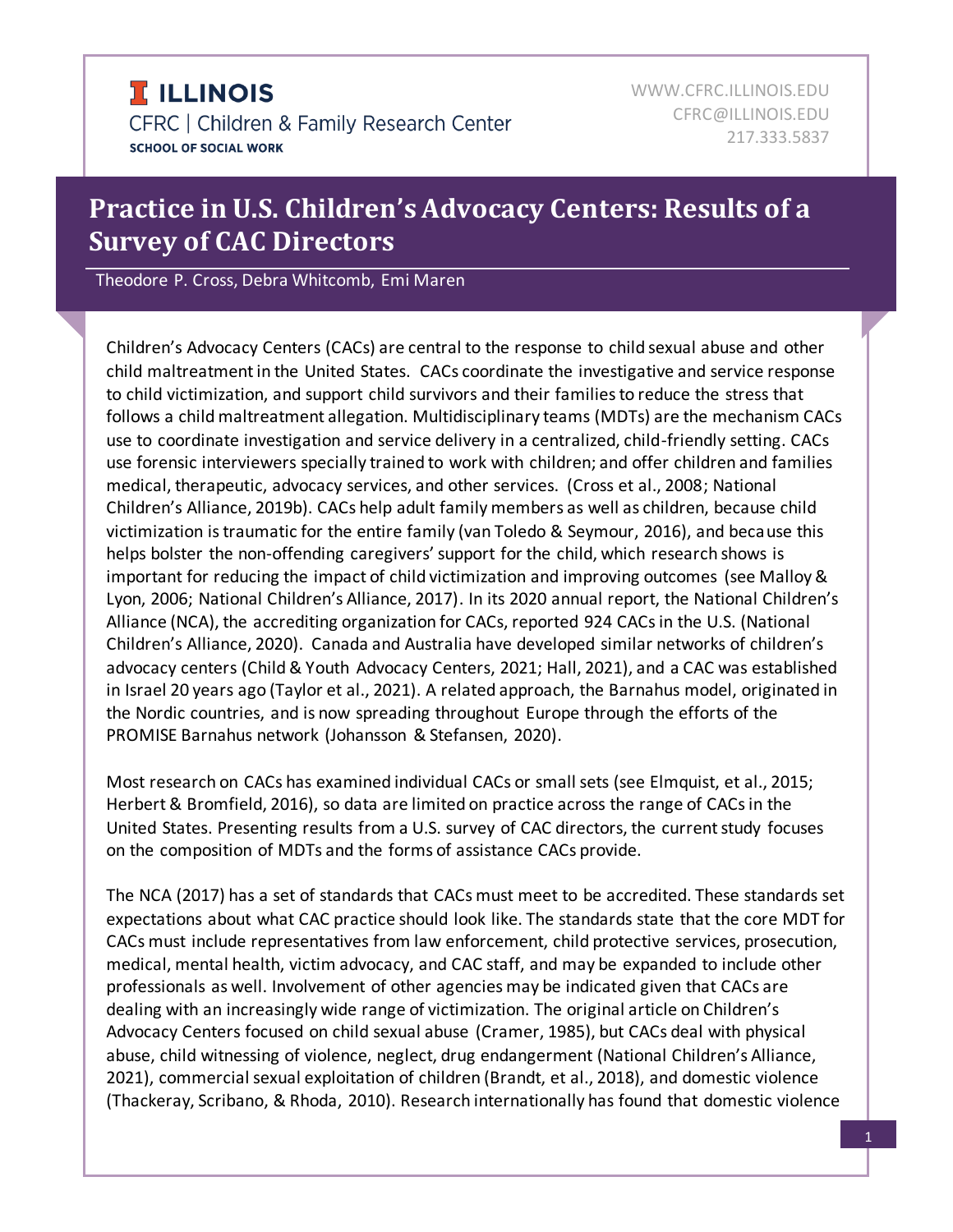ILLINOIS

CFRC | Children & Family Research Center

SCHOOL OF SOCIAL WORK

WWW.CFRC.ILLINOIS.EDU
CFRC@ILLINOIS.EDU
217.333.5837

# Practice in U.S. Children's Advocacy Centers: Results of a Survey of CAC Directors

Theodore P. Cross, Debra Whitcomb, Emi Maren

Children's Advocacy Centers (CACs) are central to the response to child sexual abuse and other child maltreatment in the United States. CACs coordinate the investigative and service response to child victimization, and support child survivors and their families to reduce the stress that follows a child maltreatment allegation. Multidisciplinary teams (MDTs) are the mechanism CACs use to coordinate investigation and service delivery in a centralized, child-friendly setting. CACs use forensic interviewers specially trained to work with children; and offer children and families medical, therapeutic, advocacy services, and other services. (Cross et al., 2008; National Children's Alliance, 2019b). CACs help adult family members as well as children, because child victimization is traumatic for the entire family (van Toledo & Seymour, 2016), and because this helps bolster the non-offending caregivers' support for the child, which research shows is important for reducing the impact of child victimization and improving outcomes (see Malloy & Lyon, 2006; National Children's Alliance, 2017). In its 2020 annual report, the National Children's Alliance (NCA), the accrediting organization for CACs, reported 924 CACs in the U.S. (National Children's Alliance, 2020). Canada and Australia have developed similar networks of children's advocacy centers (Child & Youth Advocacy Centers, 2021; Hall, 2021), and a CAC was established in Israel 20 years ago (Taylor et al., 2021). A related approach, the Barnahus model, originated in the Nordic countries, and is now spreading throughout Europe through the efforts of the PROMISE Barnahus network (Johansson & Stefansen, 2020).

Most research on CACs has examined individual CACs or small sets (see Elmquist, et al., 2015; Herbert & Bromfield, 2016), so data are limited on practice across the range of CACs in the United States. Presenting results from a U.S. survey of CAC directors, the current study focuses on the composition of MDTs and the forms of assistance CACs provide.

The NCA (2017) has a set of standards that CACs must meet to be accredited. These standards set expectations about what CAC practice should look like. The standards state that the core MDT for CACs must include representatives from law enforcement, child protective services, prosecution, medical, mental health, victim advocacy, and CAC staff, and may be expanded to include other professionals as well. Involvement of other agencies may be indicated given that CACs are dealing with an increasingly wide range of victimization. The original article on Children's Advocacy Centers focused on child sexual abuse (Cramer, 1985), but CACs deal with physical abuse, child witnessing of violence, neglect, drug endangerment (National Children's Alliance, 2021), commercial sexual exploitation of children (Brandt, et al., 2018), and domestic violence (Thackeray, Scribano, & Rhoda, 2010). Research internationally has found that domestic violence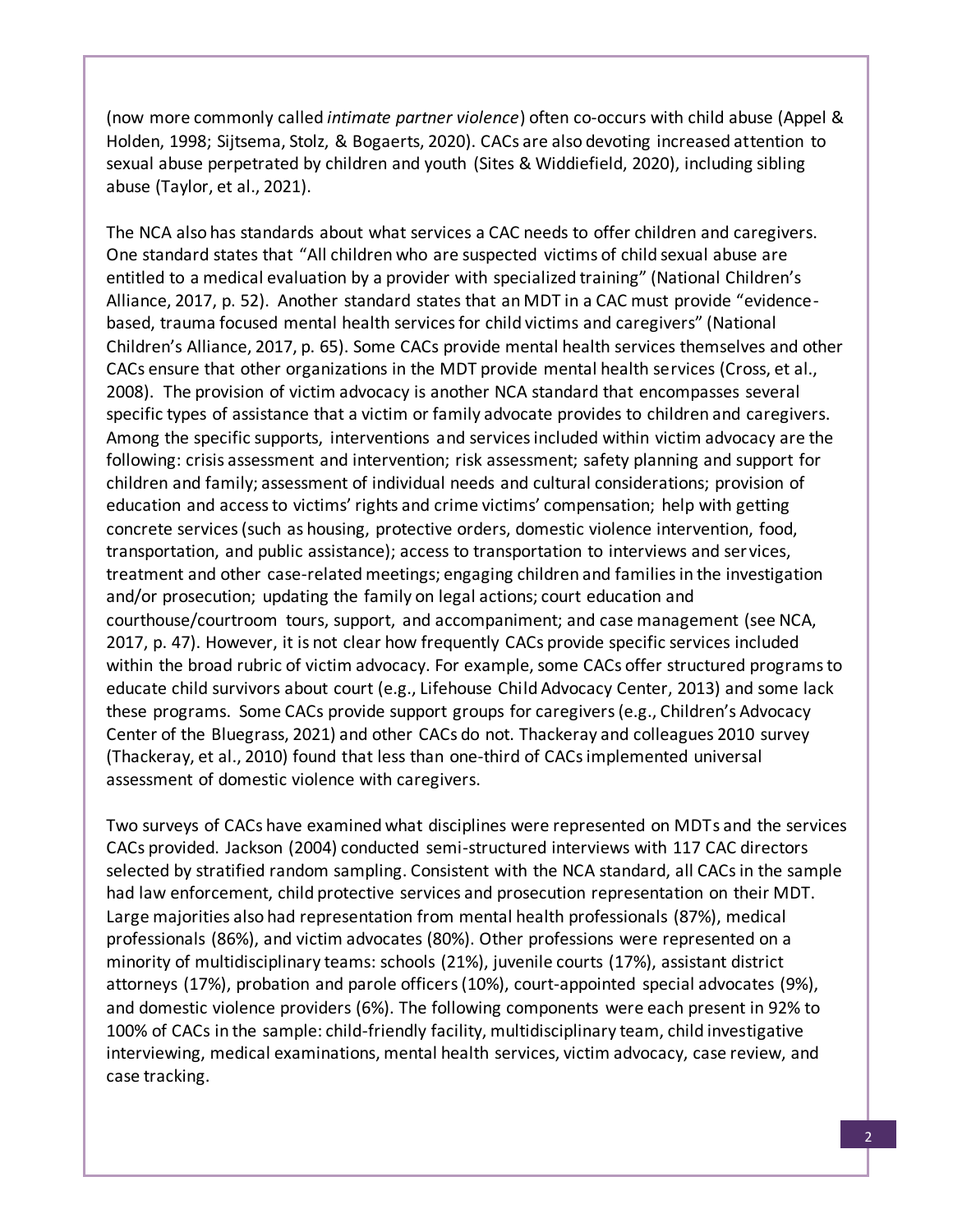(now more commonly called *intimate partner violence*) often co-occurs with child abuse (Appel & Holden, 1998; Sijtsema, Stolz, & Bogaerts, 2020). CACs are also devoting increased attention to sexual abuse perpetrated by children and youth (Sites & Widdiefield, 2020), including sibling abuse (Taylor, et al., 2021).

The NCA also has standards about what services a CAC needs to offer children and caregivers. One standard states that "All children who are suspected victims of child sexual abuse are entitled to a medical evaluation by a provider with specialized training" (National Children's Alliance, 2017, p. 52). Another standard states that an MDT in a CAC must provide "evidence-based, trauma focused mental health services for child victims and caregivers" (National Children's Alliance, 2017, p. 65). Some CACs provide mental health services themselves and other CACs ensure that other organizations in the MDT provide mental health services (Cross, et al., 2008). The provision of victim advocacy is another NCA standard that encompasses several specific types of assistance that a victim or family advocate provides to children and caregivers. Among the specific supports, interventions and services included within victim advocacy are the following: crisis assessment and intervention; risk assessment; safety planning and support for children and family; assessment of individual needs and cultural considerations; provision of education and access to victims' rights and crime victims' compensation; help with getting concrete services (such as housing, protective orders, domestic violence intervention, food, transportation, and public assistance); access to transportation to interviews and services, treatment and other case-related meetings; engaging children and families in the investigation and/or prosecution; updating the family on legal actions; court education and courthouse/courtroom tours, support, and accompaniment; and case management (see NCA, 2017, p. 47). However, it is not clear how frequently CACs provide specific services included within the broad rubric of victim advocacy. For example, some CACs offer structured programs to educate child survivors about court (e.g., Lifehouse Child Advocacy Center, 2013) and some lack these programs. Some CACs provide support groups for caregivers (e.g., Children's Advocacy Center of the Bluegrass, 2021) and other CACs do not. Thackeray and colleagues 2010 survey (Thackeray, et al., 2010) found that less than one-third of CACs implemented universal assessment of domestic violence with caregivers.

Two surveys of CACs have examined what disciplines were represented on MDTs and the services CACs provided. Jackson (2004) conducted semi-structured interviews with 117 CAC directors selected by stratified random sampling. Consistent with the NCA standard, all CACs in the sample had law enforcement, child protective services and prosecution representation on their MDT. Large majorities also had representation from mental health professionals (87%), medical professionals (86%), and victim advocates (80%). Other professions were represented on a minority of multidisciplinary teams: schools (21%), juvenile courts (17%), assistant district attorneys (17%), probation and parole officers (10%), court-appointed special advocates (9%), and domestic violence providers (6%). The following components were each present in 92% to 100% of CACs in the sample: child-friendly facility, multidisciplinary team, child investigative interviewing, medical examinations, mental health services, victim advocacy, case review, and case tracking.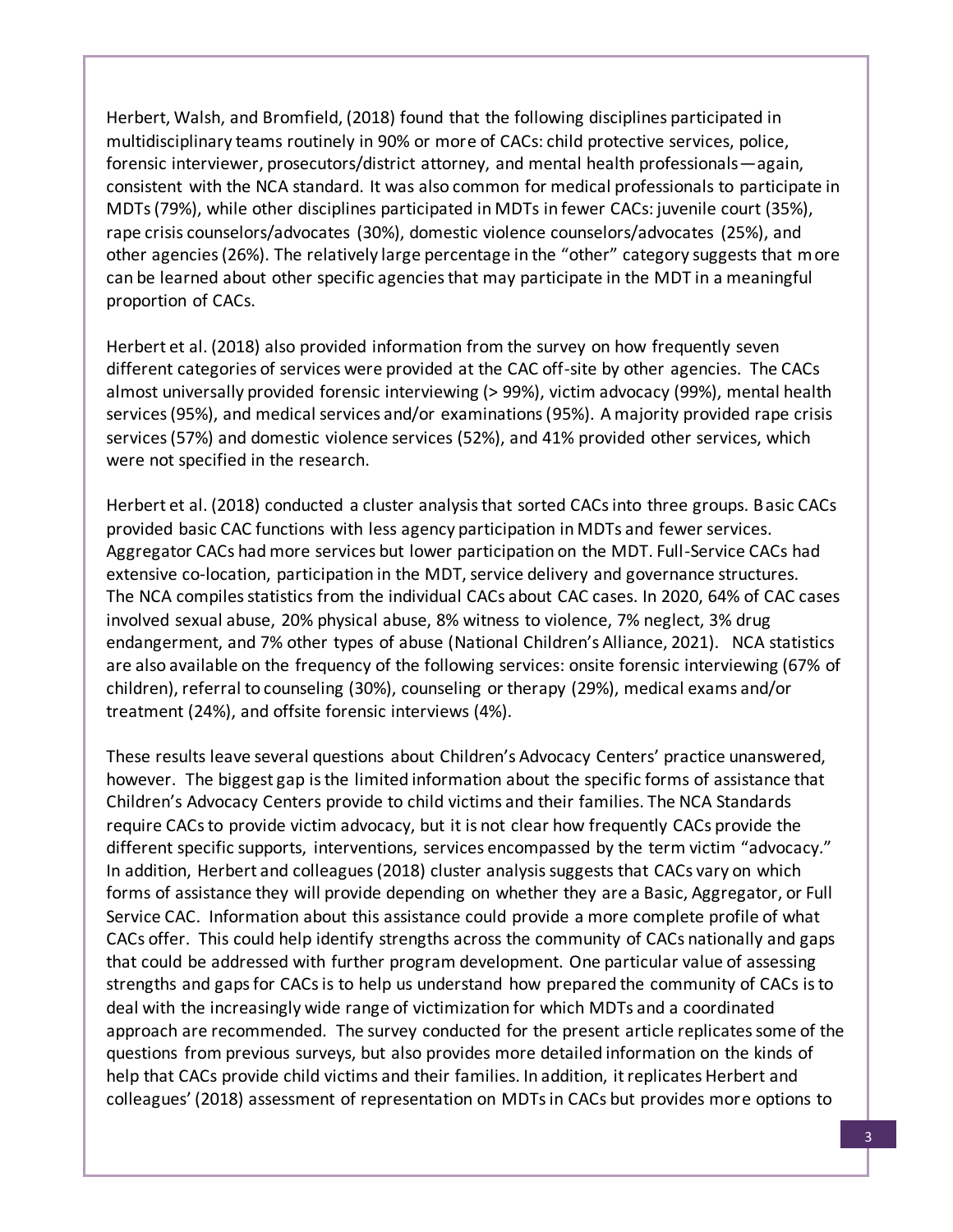Herbert, Walsh, and Bromfield, (2018) found that the following disciplines participated in multidisciplinary teams routinely in 90% or more of CACs: child protective services, police, forensic interviewer, prosecutors/district attorney, and mental health professionals—again, consistent with the NCA standard. It was also common for medical professionals to participate in MDTs (79%), while other disciplines participated in MDTs in fewer CACs: juvenile court (35%), rape crisis counselors/advocates (30%), domestic violence counselors/advocates (25%), and other agencies (26%). The relatively large percentage in the "other" category suggests that more can be learned about other specific agencies that may participate in the MDT in a meaningful proportion of CACs.

Herbert et al. (2018) also provided information from the survey on how frequently seven different categories of services were provided at the CAC off-site by other agencies. The CACs almost universally provided forensic interviewing (> 99%), victim advocacy (99%), mental health services (95%), and medical services and/or examinations (95%). A majority provided rape crisis services (57%) and domestic violence services (52%), and 41% provided other services, which were not specified in the research.

Herbert et al. (2018) conducted a cluster analysis that sorted CACs into three groups. Basic CACs provided basic CAC functions with less agency participation in MDTs and fewer services. Aggregator CACs had more services but lower participation on the MDT. Full-Service CACs had extensive co-location, participation in the MDT, service delivery and governance structures. The NCA compiles statistics from the individual CACs about CAC cases. In 2020, 64% of CAC cases involved sexual abuse, 20% physical abuse, 8% witness to violence, 7% neglect, 3% drug endangerment, and 7% other types of abuse (National Children's Alliance, 2021). NCA statistics are also available on the frequency of the following services: onsite forensic interviewing (67% of children), referral to counseling (30%), counseling or therapy (29%), medical exams and/or treatment (24%), and offsite forensic interviews (4%).

These results leave several questions about Children's Advocacy Centers' practice unanswered, however. The biggest gap is the limited information about the specific forms of assistance that Children's Advocacy Centers provide to child victims and their families. The NCA Standards require CACs to provide victim advocacy, but it is not clear how frequently CACs provide the different specific supports, interventions, services encompassed by the term victim "advocacy." In addition, Herbert and colleagues (2018) cluster analysis suggests that CACs vary on which forms of assistance they will provide depending on whether they are a Basic, Aggregator, or Full Service CAC. Information about this assistance could provide a more complete profile of what CACs offer. This could help identify strengths across the community of CACs nationally and gaps that could be addressed with further program development. One particular value of assessing strengths and gaps for CACs is to help us understand how prepared the community of CACs is to deal with the increasingly wide range of victimization for which MDTs and a coordinated approach are recommended. The survey conducted for the present article replicates some of the questions from previous surveys, but also provides more detailed information on the kinds of help that CACs provide child victims and their families. In addition, it replicates Herbert and colleagues' (2018) assessment of representation on MDTs in CACs but provides more options to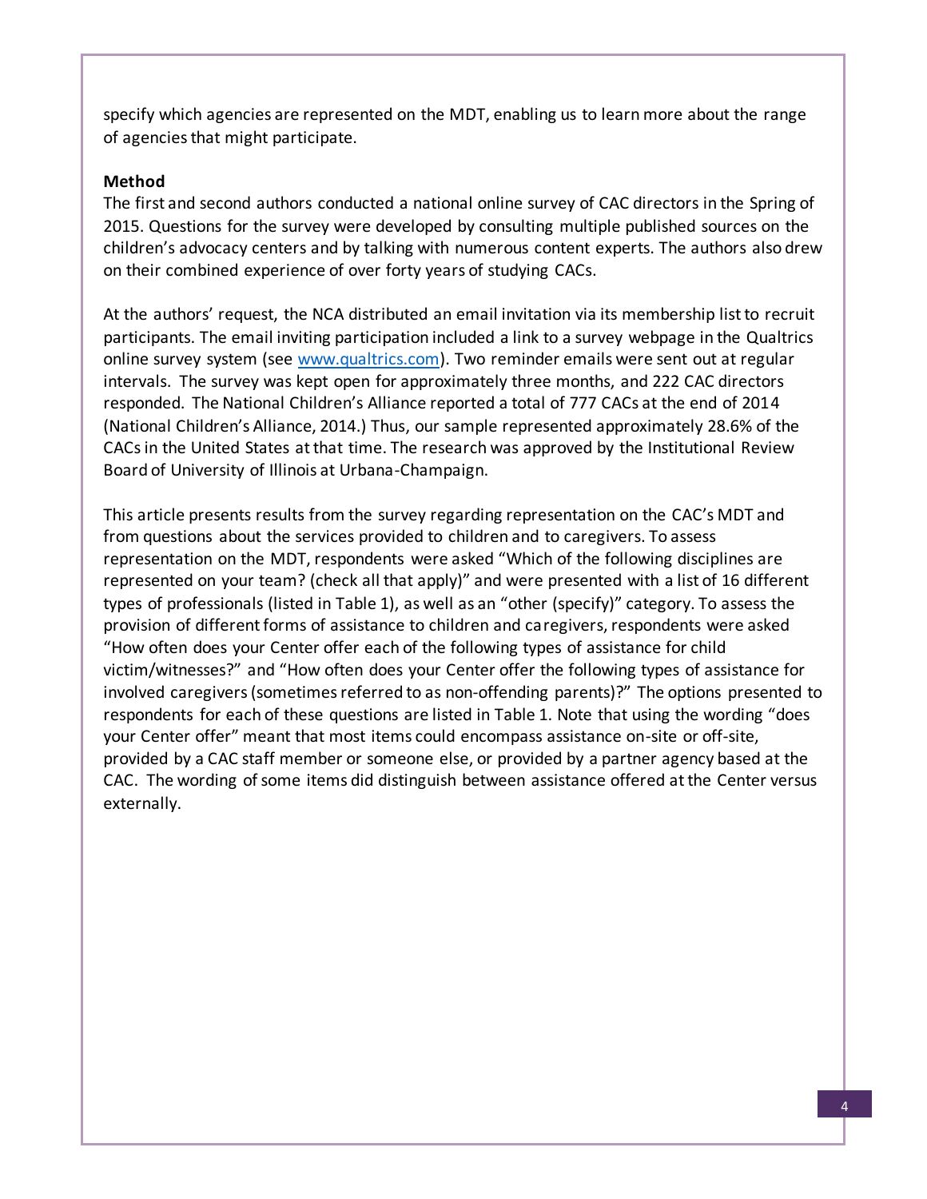specify which agencies are represented on the MDT, enabling us to learn more about the range of agencies that might participate.

**Method**

The first and second authors conducted a national online survey of CAC directors in the Spring of 2015. Questions for the survey were developed by consulting multiple published sources on the children's advocacy centers and by talking with numerous content experts. The authors also drew on their combined experience of over forty years of studying CACs.

At the authors' request, the NCA distributed an email invitation via its membership list to recruit participants. The email inviting participation included a link to a survey webpage in the Qualtrics online survey system (see [www.qualtrics.com](www.qualtrics.com)). Two reminder emails were sent out at regular intervals. The survey was kept open for approximately three months, and 222 CAC directors responded. The National Children's Alliance reported a total of 777 CACs at the end of 2014 (National Children's Alliance, 2014.) Thus, our sample represented approximately 28.6% of the CACs in the United States at that time. The research was approved by the Institutional Review Board of University of Illinois at Urbana-Champaign.

This article presents results from the survey regarding representation on the CAC's MDT and from questions about the services provided to children and to caregivers. To assess representation on the MDT, respondents were asked "Which of the following disciplines are represented on your team? (check all that apply)" and were presented with a list of 16 different types of professionals (listed in Table 1), as well as an "other (specify)" category. To assess the provision of different forms of assistance to children and caregivers, respondents were asked "How often does your Center offer each of the following types of assistance for child victim/witnesses?" and "How often does your Center offer the following types of assistance for involved caregivers (sometimes referred to as non-offending parents)?" The options presented to respondents for each of these questions are listed in Table 1. Note that using the wording "does your Center offer" meant that most items could encompass assistance on-site or off-site, provided by a CAC staff member or someone else, or provided by a partner agency based at the CAC. The wording of some items did distinguish between assistance offered at the Center versus externally.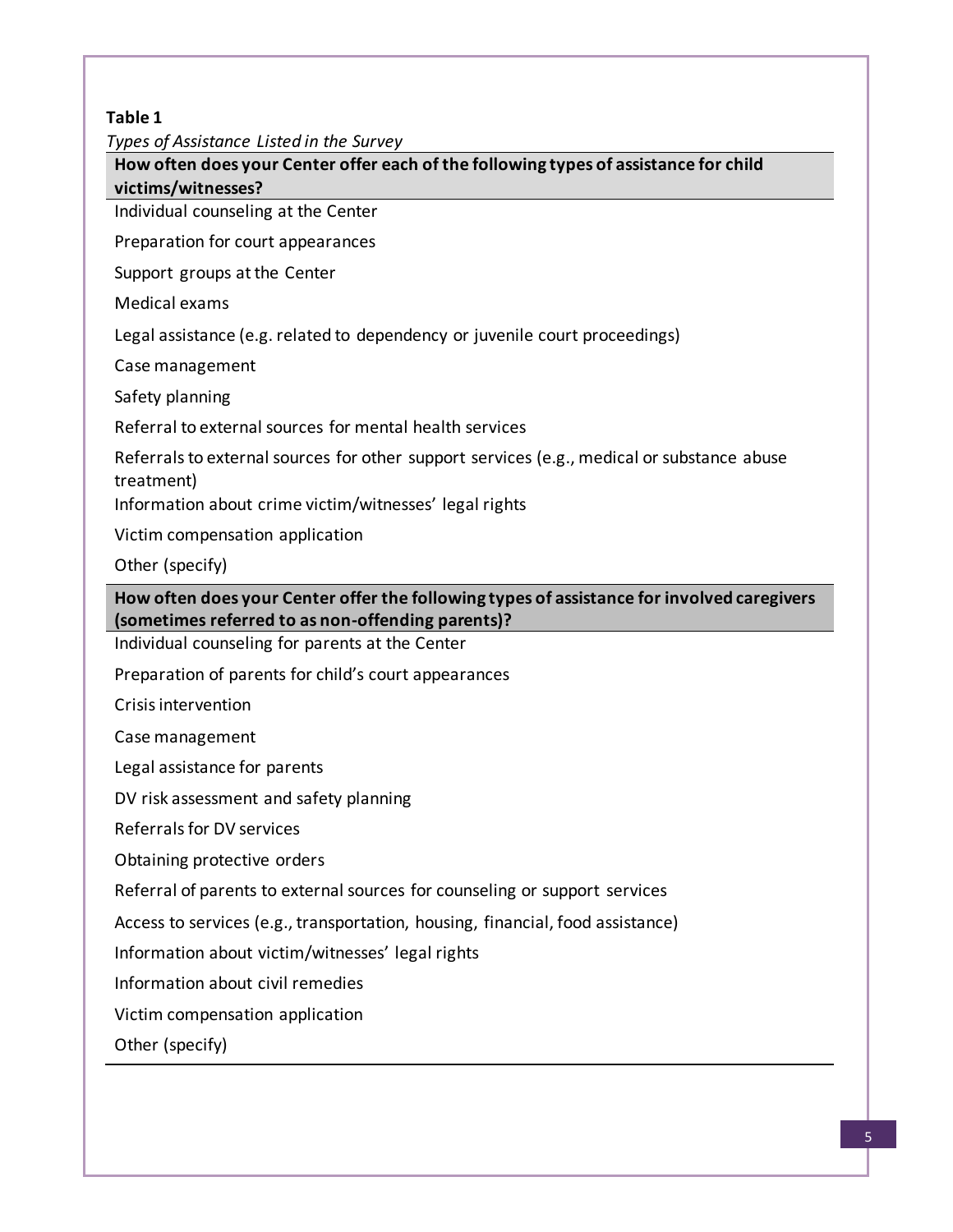**Table 1**

*Types of Assistance Listed in the Survey*

| How often does your Center offer each of the following types of assistance for child victims/witnesses? |
|---|
| Individual counseling at the Center |
| Preparation for court appearances |
| Support groups at the Center |
| Medical exams |
| Legal assistance (e.g. related to dependency or juvenile court proceedings) |
| Case management |
| Safety planning |
| Referral to external sources for mental health services |
| Referrals to external sources for other support services (e.g., medical or substance abuse treatment) |
| Information about crime victim/witnesses' legal rights |
| Victim compensation application |
| Other (specify) |
| **How often does your Center offer the following types of assistance for involved caregivers (sometimes referred to as non-offending parents)?** |
| Individual counseling for parents at the Center |
| Preparation of parents for child's court appearances |
| Crisis intervention |
| Case management |
| Legal assistance for parents |
| DV risk assessment and safety planning |
| Referrals for DV services |
| Obtaining protective orders |
| Referral of parents to external sources for counseling or support services |
| Access to services (e.g., transportation, housing, financial, food assistance) |
| Information about victim/witnesses' legal rights |
| Information about civil remedies |
| Victim compensation application |
| Other (specify) |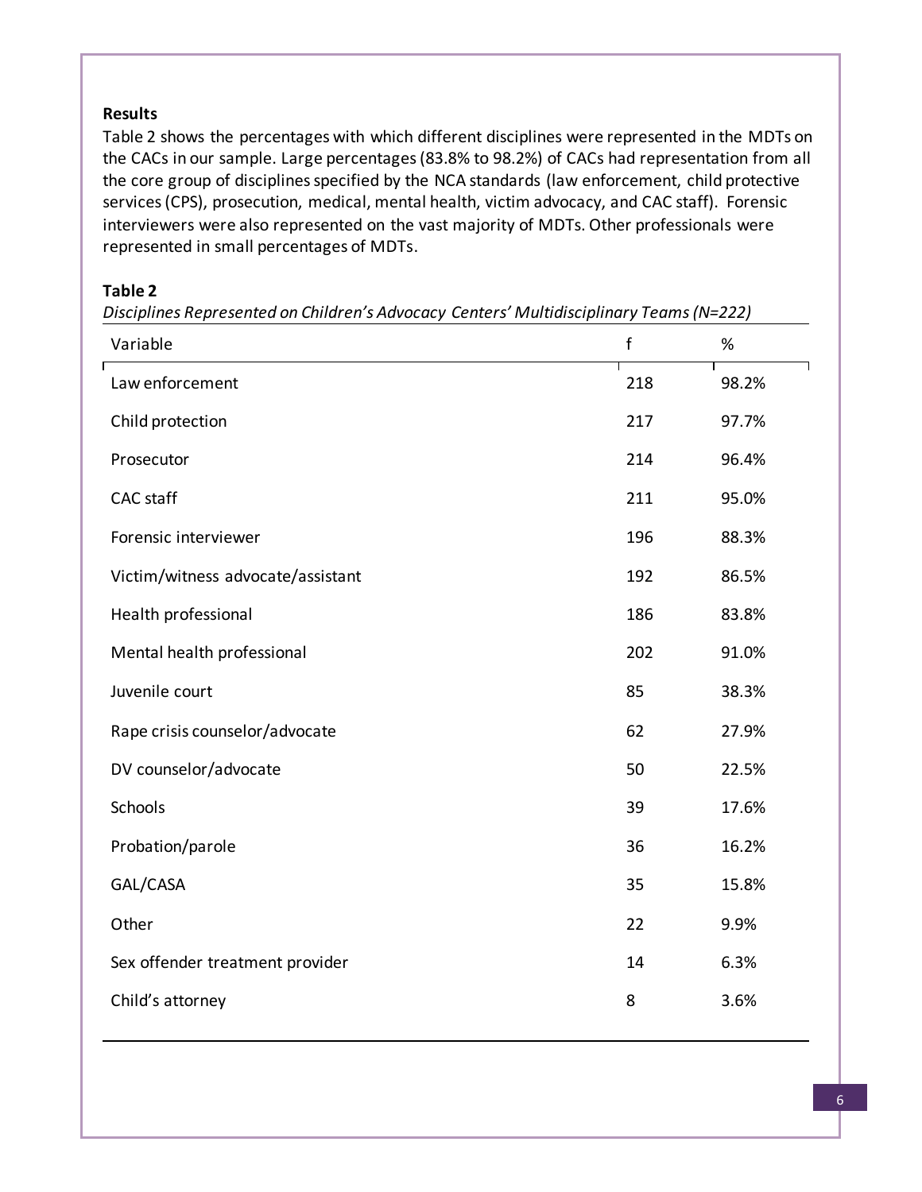**Results**

Table 2 shows the percentages with which different disciplines were represented in the MDTs on the CACs in our sample. Large percentages (83.8% to 98.2%) of CACs had representation from all the core group of disciplines specified by the NCA standards (law enforcement, child protective services (CPS), prosecution, medical, mental health, victim advocacy, and CAC staff). Forensic interviewers were also represented on the vast majority of MDTs. Other professionals were represented in small percentages of MDTs.

**Table 2**

*Disciplines Represented on Children's Advocacy Centers' Multidisciplinary Teams (N=222)*

| Variable | f | % |
|---|---|---|
| Law enforcement | 218 | 98.2% |
| Child protection | 217 | 97.7% |
| Prosecutor | 214 | 96.4% |
| CAC staff | 211 | 95.0% |
| Forensic interviewer | 196 | 88.3% |
| Victim/witness advocate/assistant | 192 | 86.5% |
| Health professional | 186 | 83.8% |
| Mental health professional | 202 | 91.0% |
| Juvenile court | 85 | 38.3% |
| Rape crisis counselor/advocate | 62 | 27.9% |
| DV counselor/advocate | 50 | 22.5% |
| Schools | 39 | 17.6% |
| Probation/parole | 36 | 16.2% |
| GAL/CASA | 35 | 15.8% |
| Other | 22 | 9.9% |
| Sex offender treatment provider | 14 | 6.3% |
| Child's attorney | 8 | 3.6% |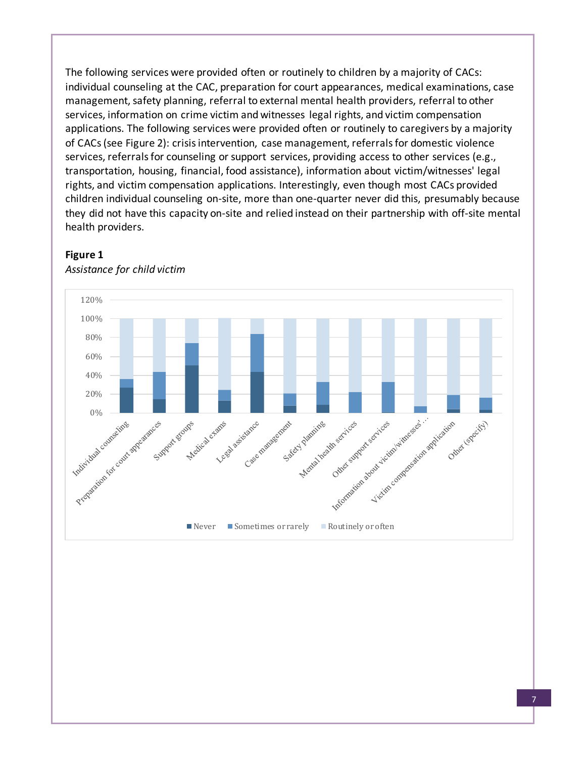The following services were provided often or routinely to children by a majority of CACs: individual counseling at the CAC, preparation for court appearances, medical examinations, case management, safety planning, referral to external mental health providers, referral to other services, information on crime victim and witnesses legal rights, and victim compensation applications. The following services were provided often or routinely to caregivers by a majority of CACs (see Figure 2): crisis intervention, case management, referrals for domestic violence services, referrals for counseling or support services, providing access to other services (e.g., transportation, housing, financial, food assistance), information about victim/witnesses' legal rights, and victim compensation applications. Interestingly, even though most CACs provided children individual counseling on-site, more than one-quarter never did this, presumably because they did not have this capacity on-site and relied instead on their partnership with off-site mental health providers.

**Figure 1**

*Assistance for child victim*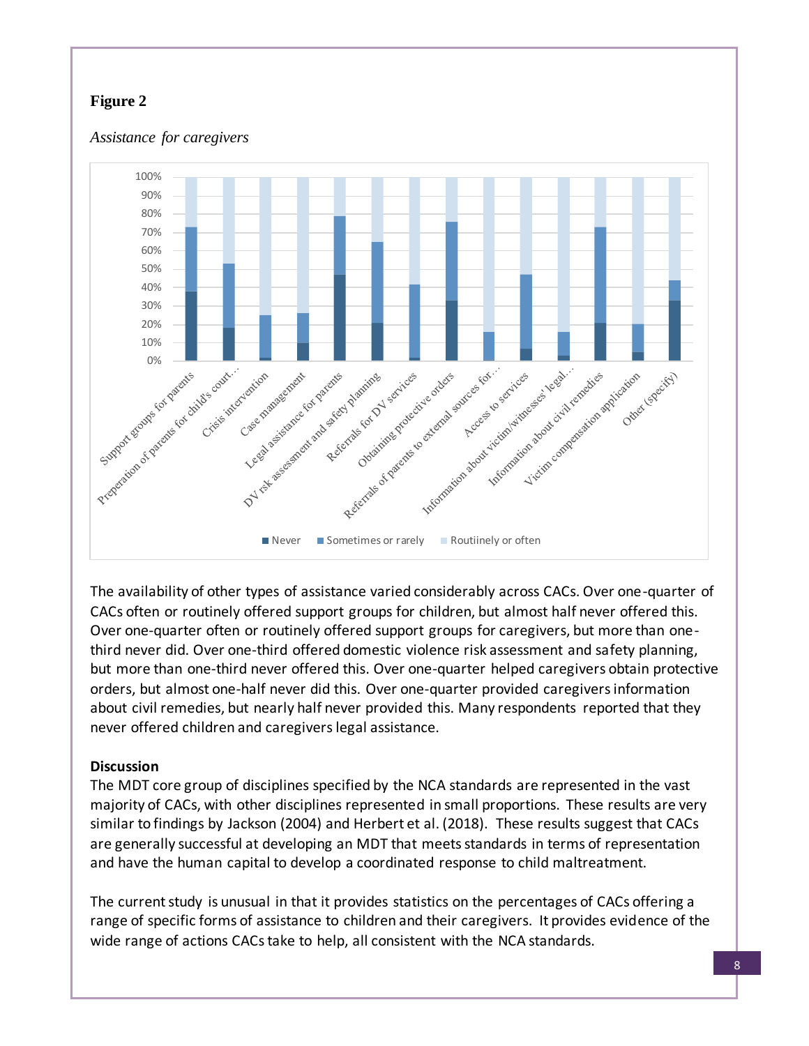**Figure 2**

*Assistance for caregivers*

The availability of other types of assistance varied considerably across CACs. Over one-quarter of CACs often or routinely offered support groups for children, but almost half never offered this. Over one-quarter often or routinely offered support groups for caregivers, but more than one-third never did. Over one-third offered domestic violence risk assessment and safety planning, but more than one-third never offered this. Over one-quarter helped caregivers obtain protective orders, but almost one-half never did this. Over one-quarter provided caregivers information about civil remedies, but nearly half never provided this. Many respondents reported that they never offered children and caregivers legal assistance.

**Discussion**

The MDT core group of disciplines specified by the NCA standards are represented in the vast majority of CACs, with other disciplines represented in small proportions. These results are very similar to findings by Jackson (2004) and Herbert et al. (2018). These results suggest that CACs are generally successful at developing an MDT that meets standards in terms of representation and have the human capital to develop a coordinated response to child maltreatment.

The current study is unusual in that it provides statistics on the percentages of CACs offering a range of specific forms of assistance to children and their caregivers. It provides evidence of the wide range of actions CACs take to help, all consistent with the NCA standards.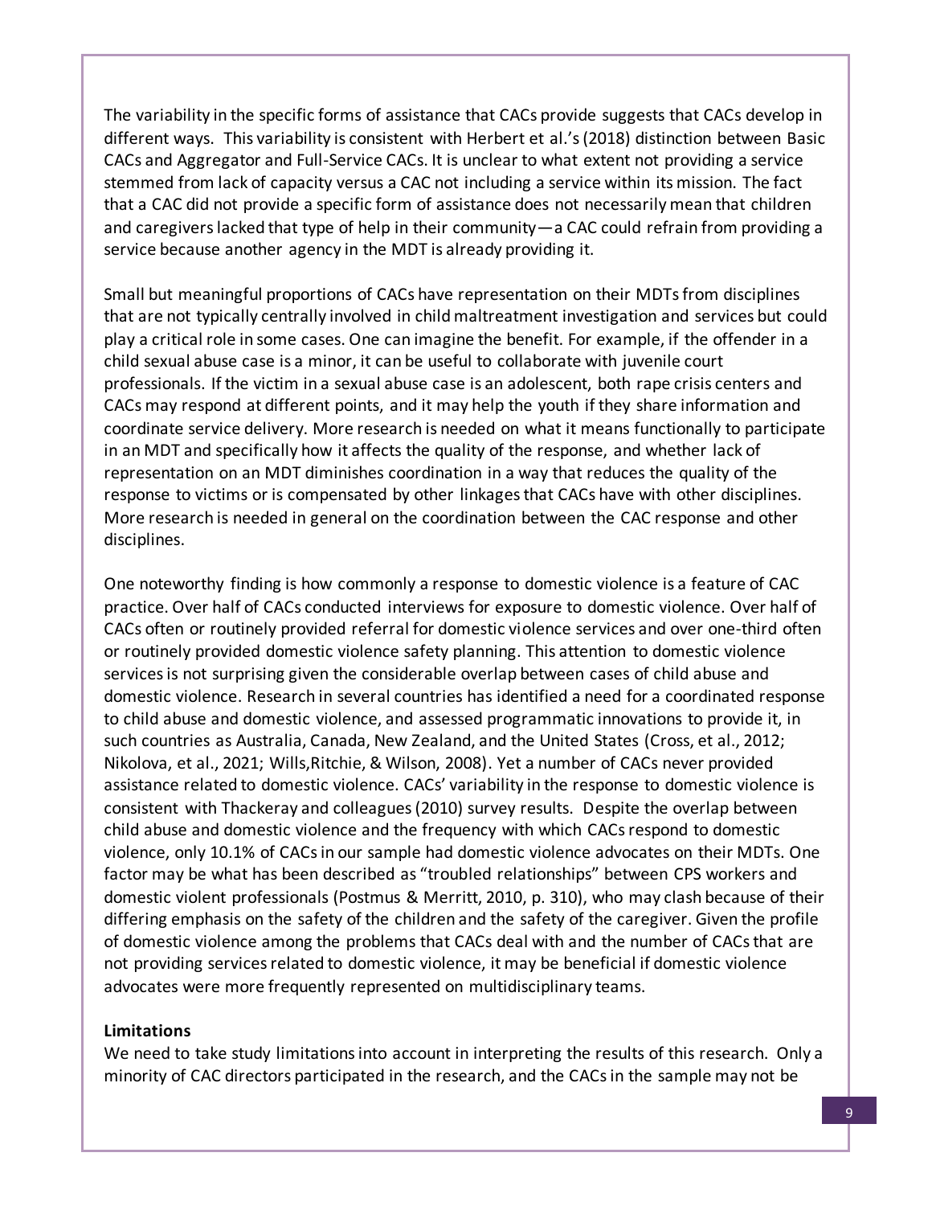The variability in the specific forms of assistance that CACs provide suggests that CACs develop in different ways. This variability is consistent with Herbert et al.'s (2018) distinction between Basic CACs and Aggregator and Full-Service CACs. It is unclear to what extent not providing a service stemmed from lack of capacity versus a CAC not including a service within its mission. The fact that a CAC did not provide a specific form of assistance does not necessarily mean that children and caregivers lacked that type of help in their community—a CAC could refrain from providing a service because another agency in the MDT is already providing it.

Small but meaningful proportions of CACs have representation on their MDTs from disciplines that are not typically centrally involved in child maltreatment investigation and services but could play a critical role in some cases. One can imagine the benefit. For example, if the offender in a child sexual abuse case is a minor, it can be useful to collaborate with juvenile court professionals. If the victim in a sexual abuse case is an adolescent, both rape crisis centers and CACs may respond at different points, and it may help the youth if they share information and coordinate service delivery. More research is needed on what it means functionally to participate in an MDT and specifically how it affects the quality of the response, and whether lack of representation on an MDT diminishes coordination in a way that reduces the quality of the response to victims or is compensated by other linkages that CACs have with other disciplines. More research is needed in general on the coordination between the CAC response and other disciplines.

One noteworthy finding is how commonly a response to domestic violence is a feature of CAC practice. Over half of CACs conducted interviews for exposure to domestic violence. Over half of CACs often or routinely provided referral for domestic violence services and over one-third often or routinely provided domestic violence safety planning. This attention to domestic violence services is not surprising given the considerable overlap between cases of child abuse and domestic violence. Research in several countries has identified a need for a coordinated response to child abuse and domestic violence, and assessed programmatic innovations to provide it, in such countries as Australia, Canada, New Zealand, and the United States (Cross, et al., 2012; Nikolova, et al., 2021; Wills,Ritchie, & Wilson, 2008). Yet a number of CACs never provided assistance related to domestic violence. CACs' variability in the response to domestic violence is consistent with Thackeray and colleagues (2010) survey results. Despite the overlap between child abuse and domestic violence and the frequency with which CACs respond to domestic violence, only 10.1% of CACs in our sample had domestic violence advocates on their MDTs. One factor may be what has been described as "troubled relationships" between CPS workers and domestic violent professionals (Postmus & Merritt, 2010, p. 310), who may clash because of their differing emphasis on the safety of the children and the safety of the caregiver. Given the profile of domestic violence among the problems that CACs deal with and the number of CACs that are not providing services related to domestic violence, it may be beneficial if domestic violence advocates were more frequently represented on multidisciplinary teams.

**Limitations**

We need to take study limitations into account in interpreting the results of this research. Only a minority of CAC directors participated in the research, and the CACs in the sample may not be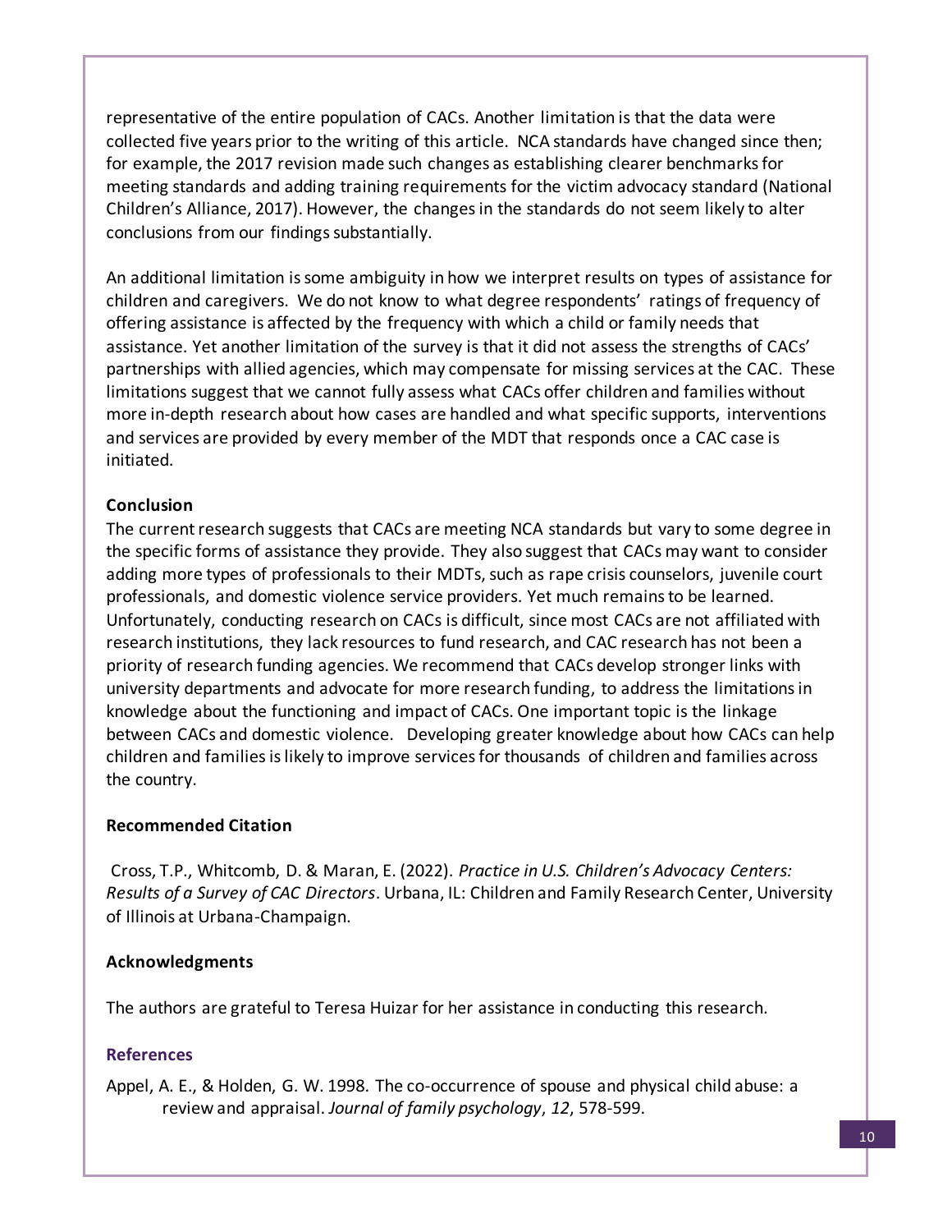representative of the entire population of CACs. Another limitation is that the data were collected five years prior to the writing of this article. NCA standards have changed since then; for example, the 2017 revision made such changes as establishing clearer benchmarks for meeting standards and adding training requirements for the victim advocacy standard (National Children's Alliance, 2017). However, the changes in the standards do not seem likely to alter conclusions from our findings substantially.

An additional limitation is some ambiguity in how we interpret results on types of assistance for children and caregivers. We do not know to what degree respondents' ratings of frequency of offering assistance is affected by the frequency with which a child or family needs that assistance. Yet another limitation of the survey is that it did not assess the strengths of CACs' partnerships with allied agencies, which may compensate for missing services at the CAC. These limitations suggest that we cannot fully assess what CACs offer children and families without more in-depth research about how cases are handled and what specific supports, interventions and services are provided by every member of the MDT that responds once a CAC case is initiated.

**Conclusion**

The current research suggests that CACs are meeting NCA standards but vary to some degree in the specific forms of assistance they provide. They also suggest that CACs may want to consider adding more types of professionals to their MDTs, such as rape crisis counselors, juvenile court professionals, and domestic violence service providers. Yet much remains to be learned. Unfortunately, conducting research on CACs is difficult, since most CACs are not affiliated with research institutions, they lack resources to fund research, and CAC research has not been a priority of research funding agencies. We recommend that CACs develop stronger links with university departments and advocate for more research funding, to address the limitations in knowledge about the functioning and impact of CACs. One important topic is the linkage between CACs and domestic violence. Developing greater knowledge about how CACs can help children and families is likely to improve services for thousands of children and families across the country.

**Recommended Citation**

Cross, T.P., Whitcomb, D. & Maran, E. (2022). *Practice in U.S. Children's Advocacy Centers: Results of a Survey of CAC Directors*. Urbana, IL: Children and Family Research Center, University of Illinois at Urbana-Champaign.

**Acknowledgments**

The authors are grateful to Teresa Huizar for her assistance in conducting this research.

## References

Appel, A. E., & Holden, G. W. 1998. The co-occurrence of spouse and physical child abuse: a review and appraisal. *Journal of family psychology*, *12*, 578-599.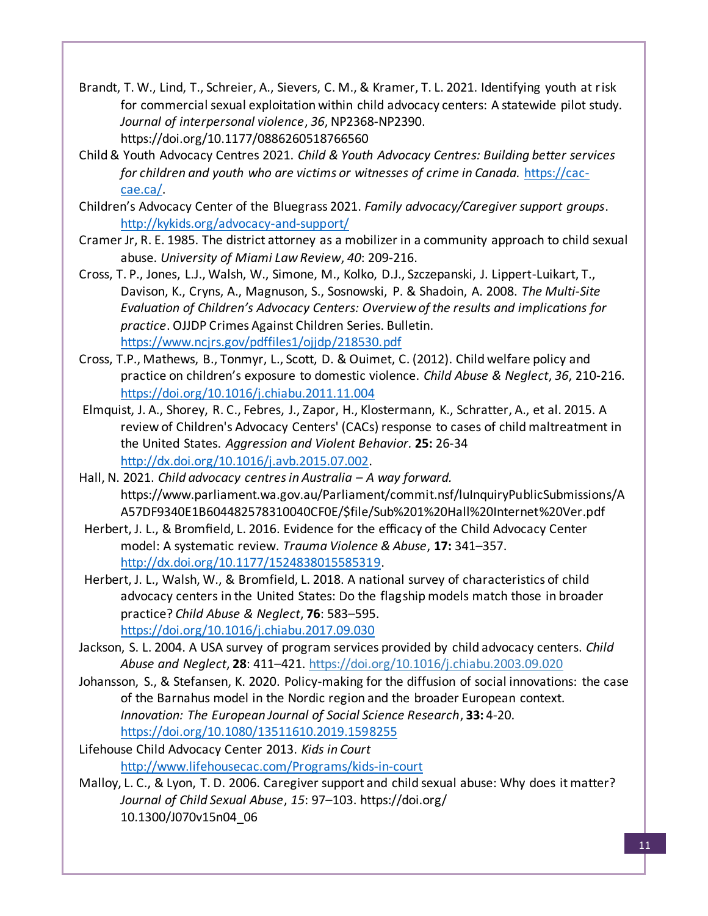Brandt, T. W., Lind, T., Schreier, A., Sievers, C. M., & Kramer, T. L. 2021. Identifying youth at risk for commercial sexual exploitation within child advocacy centers: A statewide pilot study. *Journal of interpersonal violence*, *36*, NP2368-NP2390. https://doi.org/10.1177/0886260518766560

Child & Youth Advocacy Centres 2021. *Child & Youth Advocacy Centres: Building better services for children and youth who are victims or witnesses of crime in Canada.* https://cac-cae.ca/.

Children's Advocacy Center of the Bluegrass 2021. *Family advocacy/Caregiver support groups*. http://kykids.org/advocacy-and-support/

Cramer Jr, R. E. 1985. The district attorney as a mobilizer in a community approach to child sexual abuse. *University of Miami Law Review*, *40*: 209-216.

Cross, T. P., Jones, L.J., Walsh, W., Simone, M., Kolko, D.J., Szczepanski, J. Lippert-Luikart, T., Davison, K., Cryns, A., Magnuson, S., Sosnowski, P. & Shadoin, A. 2008. *The Multi-Site Evaluation of Children's Advocacy Centers: Overview of the results and implications for practice*. OJJDP Crimes Against Children Series. Bulletin. https://www.ncjrs.gov/pdffiles1/ojjdp/218530.pdf

Cross, T.P., Mathews, B., Tonmyr, L., Scott, D. & Ouimet, C. (2012). Child welfare policy and practice on children's exposure to domestic violence. *Child Abuse & Neglect*, *36*, 210-216. https://doi.org/10.1016/j.chiabu.2011.11.004

Elmquist, J. A., Shorey, R. C., Febres, J., Zapor, H., Klostermann, K., Schratter, A., et al. 2015. A review of Children's Advocacy Centers' (CACs) response to cases of child maltreatment in the United States. *Aggression and Violent Behavior*. **25:** 26-34 http://dx.doi.org/10.1016/j.avb.2015.07.002.

Hall, N. 2021. *Child advocacy centres in Australia – A way forward.* https://www.parliament.wa.gov.au/Parliament/commit.nsf/luInquiryPublicSubmissions/AA57DF9340E1B604482578310040CF0E/$file/Sub%201%20Hall%20Internet%20Ver.pdf

Herbert, J. L., & Bromfield, L. 2016. Evidence for the efficacy of the Child Advocacy Center model: A systematic review. *Trauma Violence & Abuse*, **17:** 341–357. http://dx.doi.org/10.1177/1524838015585319.

Herbert, J. L., Walsh, W., & Bromfield, L. 2018. A national survey of characteristics of child advocacy centers in the United States: Do the flagship models match those in broader practice? *Child Abuse & Neglect*, **76**: 583–595. https://doi.org/10.1016/j.chiabu.2017.09.030

Jackson, S. L. 2004. A USA survey of program services provided by child advocacy centers. *Child Abuse and Neglect*, **28**: 411–421. https://doi.org/10.1016/j.chiabu.2003.09.020

Johansson, S., & Stefansen, K. 2020. Policy-making for the diffusion of social innovations: the case of the Barnahus model in the Nordic region and the broader European context. *Innovation: The European Journal of Social Science Research*, **33:** 4-20. https://doi.org/10.1080/13511610.2019.1598255

Lifehouse Child Advocacy Center 2013. *Kids in Court* http://www.lifehousecac.com/Programs/kids-in-court

Malloy, L. C., & Lyon, T. D. 2006. Caregiver support and child sexual abuse: Why does it matter? *Journal of Child Sexual Abuse*, *15*: 97–103. https://doi.org/10.1300/J070v15n04_06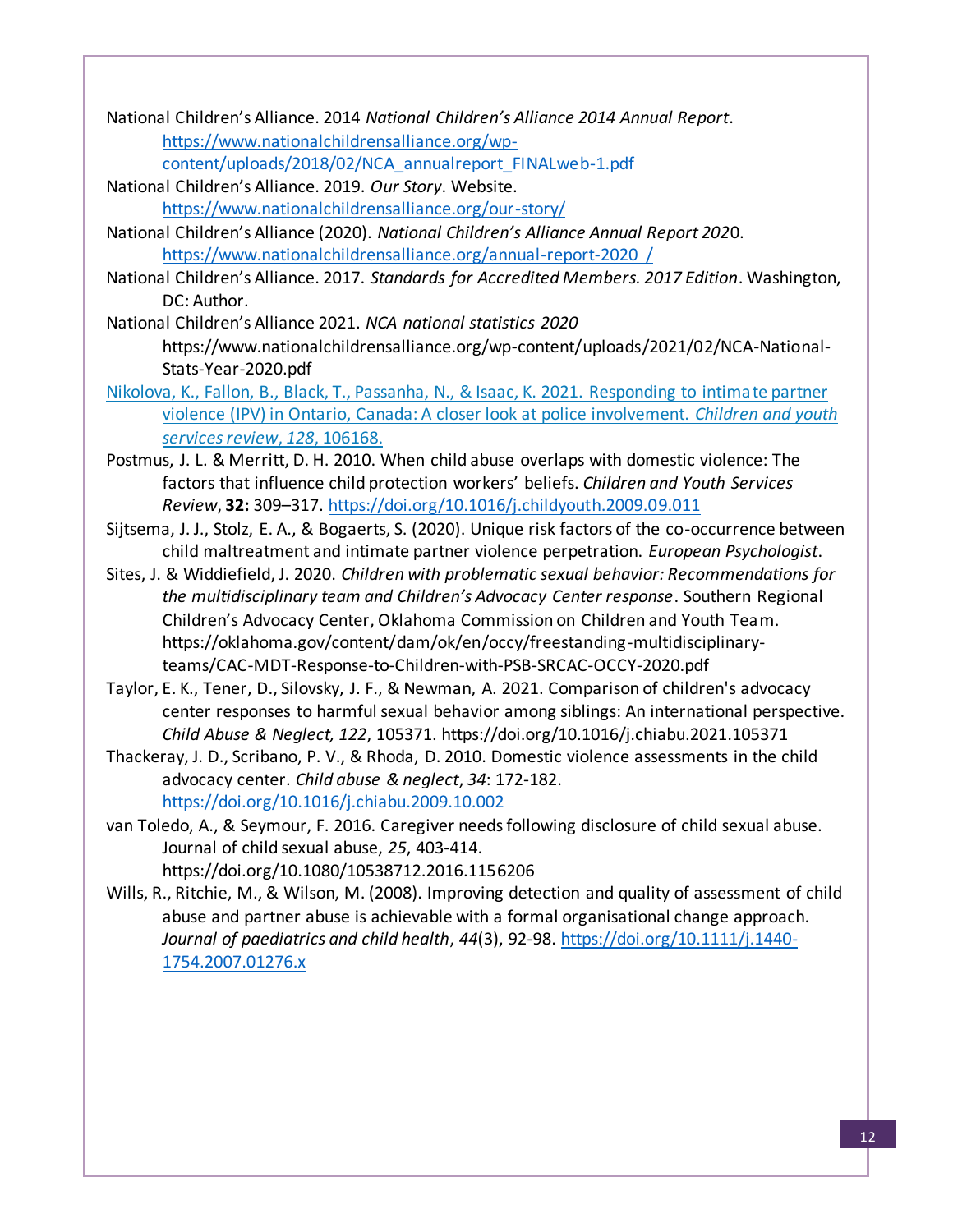National Children's Alliance. 2014 *National Children's Alliance 2014 Annual Report*. https://www.nationalchildrensalliance.org/wp-content/uploads/2018/02/NCA_annualreport_FINALweb-1.pdf

National Children's Alliance. 2019. *Our Story*. Website. https://www.nationalchildrensalliance.org/our-story/

National Children's Alliance (2020). *National Children's Alliance Annual Report 202*0. https://www.nationalchildrensalliance.org/annual-report-2020_/

National Children's Alliance. 2017. *Standards for Accredited Members. 2017 Edition*. Washington, DC: Author.

National Children's Alliance 2021. *NCA national statistics 2020* https://www.nationalchildrensalliance.org/wp-content/uploads/2021/02/NCA-National-Stats-Year-2020.pdf

Nikolova, K., Fallon, B., Black, T., Passanha, N., & Isaac, K. 2021. Responding to intimate partner violence (IPV) in Ontario, Canada: A closer look at police involvement. *Children and youth services review*, *128*, 106168.

Postmus, J. L. & Merritt, D. H. 2010. When child abuse overlaps with domestic violence: The factors that influence child protection workers' beliefs. *Children and Youth Services Review*, **32:** 309–317. https://doi.org/10.1016/j.childyouth.2009.09.011

Sijtsema, J. J., Stolz, E. A., & Bogaerts, S. (2020). Unique risk factors of the co-occurrence between child maltreatment and intimate partner violence perpetration. *European Psychologist*.

Sites, J. & Widdiefield, J. 2020. *Children with problematic sexual behavior: Recommendations for the multidisciplinary team and Children's Advocacy Center response*. Southern Regional Children's Advocacy Center, Oklahoma Commission on Children and Youth Team. https://oklahoma.gov/content/dam/ok/en/occy/freestanding-multidisciplinary-teams/CAC-MDT-Response-to-Children-with-PSB-SRCAC-OCCY-2020.pdf

Taylor, E. K., Tener, D., Silovsky, J. F., & Newman, A. 2021. Comparison of children's advocacy center responses to harmful sexual behavior among siblings: An international perspective. *Child Abuse & Neglect, 122*, 105371. https://doi.org/10.1016/j.chiabu.2021.105371

Thackeray, J. D., Scribano, P. V., & Rhoda, D. 2010. Domestic violence assessments in the child advocacy center. *Child abuse & neglect*, *34*: 172-182. https://doi.org/10.1016/j.chiabu.2009.10.002

van Toledo, A., & Seymour, F. 2016. Caregiver needs following disclosure of child sexual abuse. Journal of child sexual abuse, *25*, 403-414. https://doi.org/10.1080/10538712.2016.1156206

Wills, R., Ritchie, M., & Wilson, M. (2008). Improving detection and quality of assessment of child abuse and partner abuse is achievable with a formal organisational change approach. *Journal of paediatrics and child health*, *44*(3), 92-98. https://doi.org/10.1111/j.1440-1754.2007.01276.x